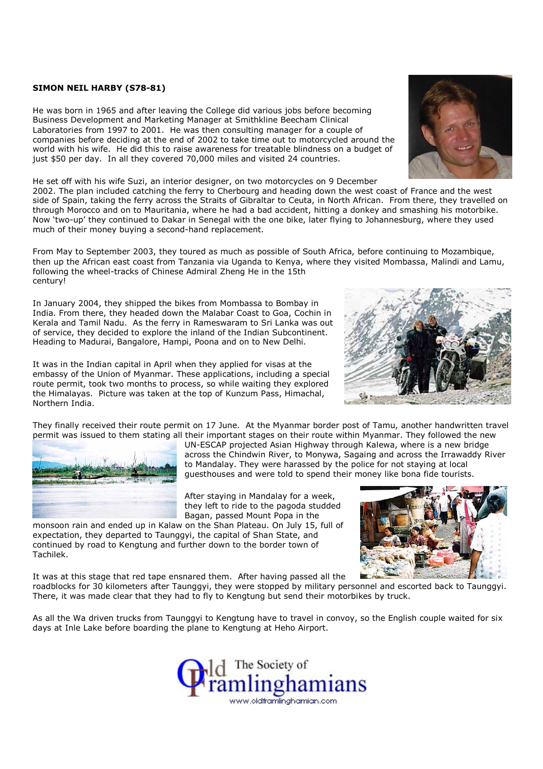**SIMON NEIL HARBY (S78-81)**

He was born in 1965 and after leaving the College did various jobs before becoming Business Development and Marketing Manager at Smithkline Beecham Clinical Laboratories from 1997 to 2001. He was then consulting manager for a couple of companies before deciding at the end of 2002 to take time out to motorcycled around the world with his wife. He did this to raise awareness for treatable blindness on a budget of just $50 per day. In all they covered 70,000 miles and visited 24 countries.

He set off with his wife Suzi, an interior designer, on two motorcycles on 9 December 2002. The plan included catching the ferry to Cherbourg and heading down the west coast of France and the west side of Spain, taking the ferry across the Straits of Gibraltar to Ceuta, in North African. From there, they travelled on through Morocco and on to Mauritania, where he had a bad accident, hitting a donkey and smashing his motorbike. Now 'two-up' they continued to Dakar in Senegal with the one bike, later flying to Johannesburg, where they used much of their money buying a second-hand replacement.

From May to September 2003, they toured as much as possible of South Africa, before continuing to Mozambique, then up the African east coast from Tanzania via Uganda to Kenya, where they visited Mombassa, Malindi and Lamu, following the wheel-tracks of Chinese Admiral Zheng He in the 15th century!

In January 2004, they shipped the bikes from Mombassa to Bombay in India. From there, they headed down the Malabar Coast to Goa, Cochin in Kerala and Tamil Nadu. As the ferry in Rameswaram to Sri Lanka was out of service, they decided to explore the inland of the Indian Subcontinent. Heading to Madurai, Bangalore, Hampi, Poona and on to New Delhi.

It was in the Indian capital in April when they applied for visas at the embassy of the Union of Myanmar. These applications, including a special route permit, took two months to process, so while waiting they explored the Himalayas. Picture was taken at the top of Kunzum Pass, Himachal, Northern India.

They finally received their route permit on 17 June. At the Myanmar border post of Tamu, another handwritten travel permit was issued to them stating all their important stages on their route within Myanmar. They followed the new UN-ESCAP projected Asian Highway through Kalewa, where is a new bridge across the Chindwin River, to Monywa, Sagaing and across the Irrawaddy River to Mandalay. They were harassed by the police for not staying at local guesthouses and were told to spend their money like bona fide tourists.

After staying in Mandalay for a week, they left to ride to the pagoda studded Bagan, passed Mount Popa in the monsoon rain and ended up in Kalaw on the Shan Plateau. On July 15, full of expectation, they departed to Taunggyi, the capital of Shan State, and continued by road to Kengtung and further down to the border town of Tachilek.

It was at this stage that red tape ensnared them. After having passed all the roadblocks for 30 kilometers after Taunggyi, they were stopped by military personnel and escorted back to Taunggyi. There, it was made clear that they had to fly to Kengtung but send their motorbikes by truck.

As all the Wa driven trucks from Taunggyi to Kengtung have to travel in convoy, so the English couple waited for six days at Inle Lake before boarding the plane to Kengtung at Heho Airport.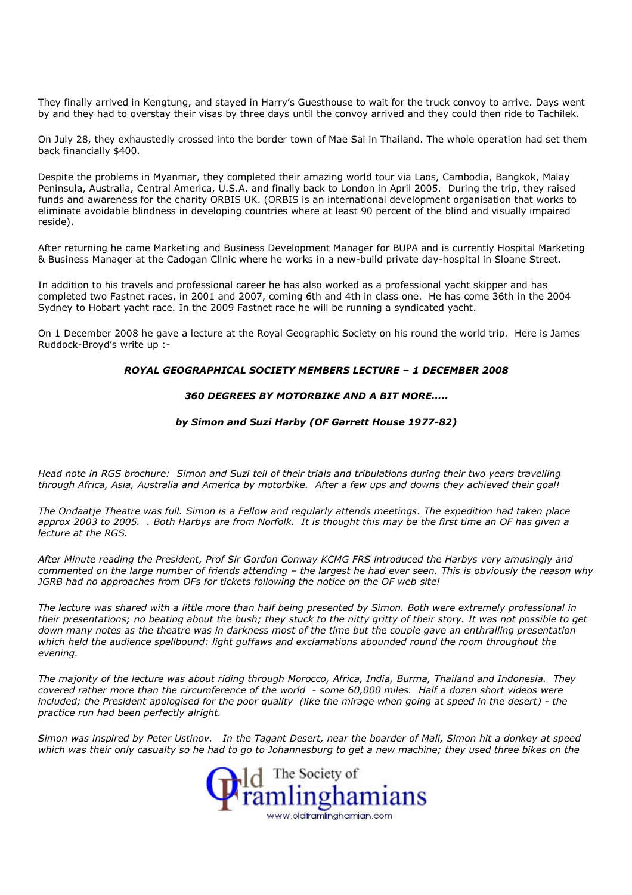They finally arrived in Kengtung, and stayed in Harry's Guesthouse to wait for the truck convoy to arrive. Days went by and they had to overstay their visas by three days until the convoy arrived and they could then ride to Tachilek.

On July 28, they exhaustedly crossed into the border town of Mae Sai in Thailand. The whole operation had set them back financially $400.

Despite the problems in Myanmar, they completed their amazing world tour via Laos, Cambodia, Bangkok, Malay Peninsula, Australia, Central America, U.S.A. and finally back to London in April 2005. During the trip, they raised funds and awareness for the charity ORBIS UK. (ORBIS is an international development organisation that works to eliminate avoidable blindness in developing countries where at least 90 percent of the blind and visually impaired reside).

After returning he came Marketing and Business Development Manager for BUPA and is currently Hospital Marketing & Business Manager at the Cadogan Clinic where he works in a new-build private day-hospital in Sloane Street.

In addition to his travels and professional career he has also worked as a professional yacht skipper and has completed two Fastnet races, in 2001 and 2007, coming 6th and 4th in class one. He has come 36th in the 2004 Sydney to Hobart yacht race. In the 2009 Fastnet race he will be running a syndicated yacht.

On 1 December 2008 he gave a lecture at the Royal Geographic Society on his round the world trip. Here is James Ruddock-Broyd's write up :-

***ROYAL GEOGRAPHICAL SOCIETY MEMBERS LECTURE – 1 DECEMBER 2008***

***360 DEGREES BY MOTORBIKE AND A BIT MORE.....***

***by Simon and Suzi Harby (OF Garrett House 1977-82)***

*Head note in RGS brochure: Simon and Suzi tell of their trials and tribulations during their two years travelling through Africa, Asia, Australia and America by motorbike. After a few ups and downs they achieved their goal!*

*The Ondaatje Theatre was full. Simon is a Fellow and regularly attends meetings. The expedition had taken place approx 2003 to 2005. . Both Harbys are from Norfolk. It is thought this may be the first time an OF has given a lecture at the RGS.*

*After Minute reading the President, Prof Sir Gordon Conway KCMG FRS introduced the Harbys very amusingly and commented on the large number of friends attending – the largest he had ever seen. This is obviously the reason why JGRB had no approaches from OFs for tickets following the notice on the OF web site!*

*The lecture was shared with a little more than half being presented by Simon. Both were extremely professional in their presentations; no beating about the bush; they stuck to the nitty gritty of their story. It was not possible to get down many notes as the theatre was in darkness most of the time but the couple gave an enthralling presentation which held the audience spellbound: light guffaws and exclamations abounded round the room throughout the evening.*

*The majority of the lecture was about riding through Morocco, Africa, India, Burma, Thailand and Indonesia. They covered rather more than the circumference of the world - some 60,000 miles. Half a dozen short videos were included; the President apologised for the poor quality (like the mirage when going at speed in the desert) - the practice run had been perfectly alright.*

*Simon was inspired by Peter Ustinov. In the Tagant Desert, near the boarder of Mali, Simon hit a donkey at speed which was their only casualty so he had to go to Johannesburg to get a new machine; they used three bikes on the*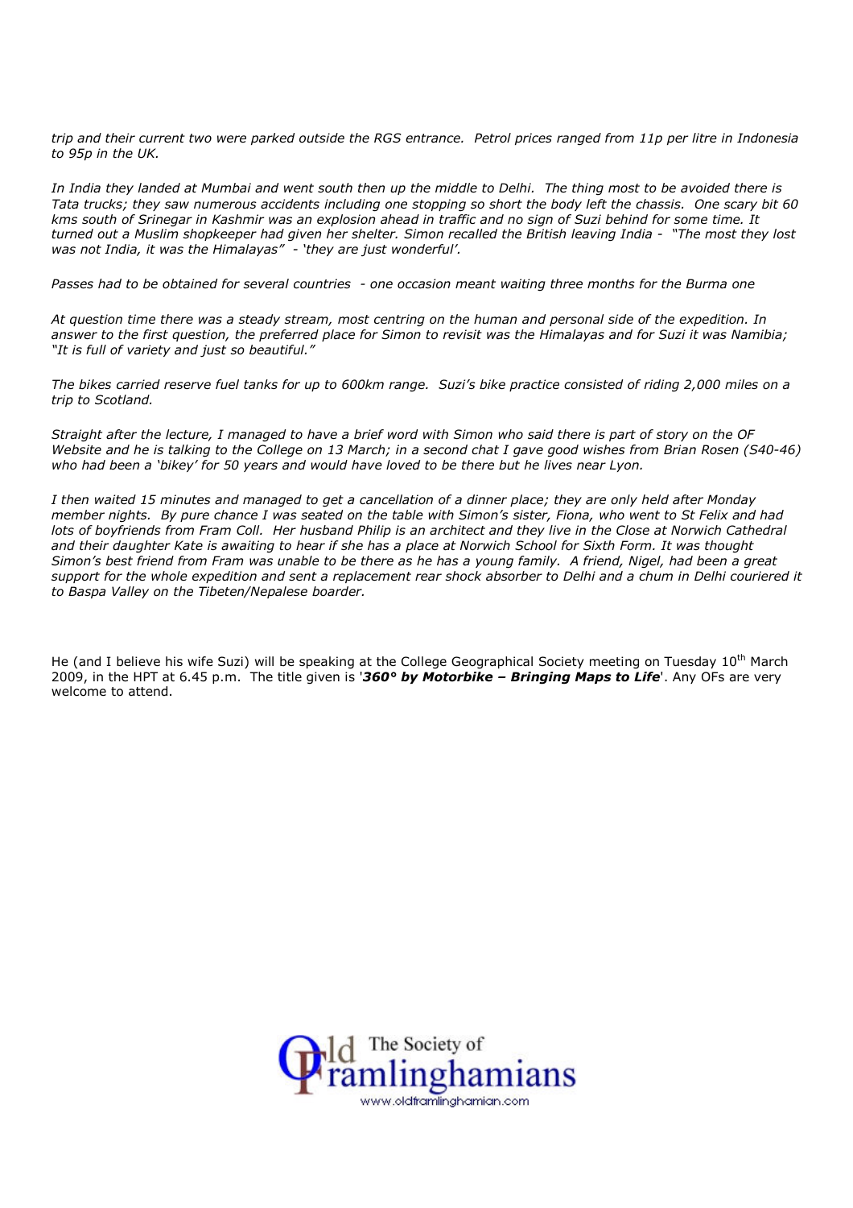*trip and their current two were parked outside the RGS entrance. Petrol prices ranged from 11p per litre in Indonesia to 95p in the UK.*

*In India they landed at Mumbai and went south then up the middle to Delhi. The thing most to be avoided there is Tata trucks; they saw numerous accidents including one stopping so short the body left the chassis. One scary bit 60 kms south of Srinegar in Kashmir was an explosion ahead in traffic and no sign of Suzi behind for some time. It turned out a Muslim shopkeeper had given her shelter. Simon recalled the British leaving India - "The most they lost was not India, it was the Himalayas" - 'they are just wonderful'.*

*Passes had to be obtained for several countries - one occasion meant waiting three months for the Burma one*

*At question time there was a steady stream, most centring on the human and personal side of the expedition. In answer to the first question, the preferred place for Simon to revisit was the Himalayas and for Suzi it was Namibia; "It is full of variety and just so beautiful."*

*The bikes carried reserve fuel tanks for up to 600km range. Suzi's bike practice consisted of riding 2,000 miles on a trip to Scotland.*

*Straight after the lecture, I managed to have a brief word with Simon who said there is part of story on the OF Website and he is talking to the College on 13 March; in a second chat I gave good wishes from Brian Rosen (S40-46) who had been a 'bikey' for 50 years and would have loved to be there but he lives near Lyon.*

*I then waited 15 minutes and managed to get a cancellation of a dinner place; they are only held after Monday member nights. By pure chance I was seated on the table with Simon's sister, Fiona, who went to St Felix and had lots of boyfriends from Fram Coll. Her husband Philip is an architect and they live in the Close at Norwich Cathedral and their daughter Kate is awaiting to hear if she has a place at Norwich School for Sixth Form. It was thought Simon's best friend from Fram was unable to be there as he has a young family. A friend, Nigel, had been a great support for the whole expedition and sent a replacement rear shock absorber to Delhi and a chum in Delhi couriered it to Baspa Valley on the Tibeten/Nepalese boarder.*

He (and I believe his wife Suzi) will be speaking at the College Geographical Society meeting on Tuesday 10th March 2009, in the HPT at 6.45 p.m. The title given is '***360° by Motorbike – Bringing Maps to Life***'. Any OFs are very welcome to attend.

Old Framlinghamians The Society of
www.oldframlinghamian.com